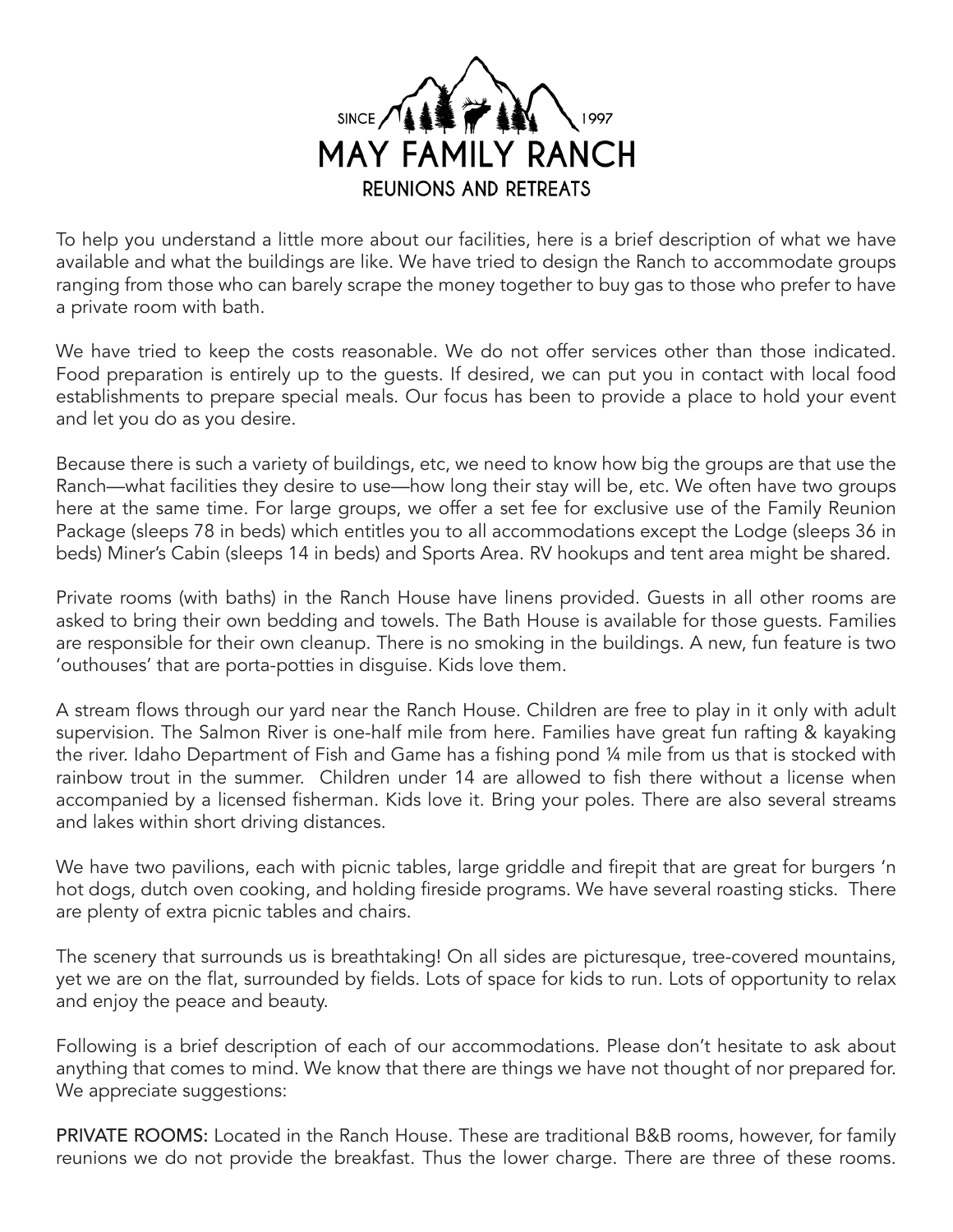SINCE 1997

# MAY FAMILY RANCH

## REUNIONS AND RETREATS

To help you understand a little more about our facilities, here is a brief description of what we have available and what the buildings are like. We have tried to design the Ranch to accommodate groups ranging from those who can barely scrape the money together to buy gas to those who prefer to have a private room with bath.

We have tried to keep the costs reasonable. We do not offer services other than those indicated. Food preparation is entirely up to the guests. If desired, we can put you in contact with local food establishments to prepare special meals. Our focus has been to provide a place to hold your event and let you do as you desire.

Because there is such a variety of buildings, etc, we need to know how big the groups are that use the Ranch—what facilities they desire to use—how long their stay will be, etc. We often have two groups here at the same time. For large groups, we offer a set fee for exclusive use of the Family Reunion Package (sleeps 78 in beds) which entitles you to all accommodations except the Lodge (sleeps 36 in beds) Miner's Cabin (sleeps 14 in beds) and Sports Area. RV hookups and tent area might be shared.

Private rooms (with baths) in the Ranch House have linens provided. Guests in all other rooms are asked to bring their own bedding and towels. The Bath House is available for those guests. Families are responsible for their own cleanup. There is no smoking in the buildings. A new, fun feature is two 'outhouses' that are porta-potties in disguise. Kids love them.

A stream flows through our yard near the Ranch House. Children are free to play in it only with adult supervision. The Salmon River is one-half mile from here. Families have great fun rafting & kayaking the river. Idaho Department of Fish and Game has a fishing pond ¼ mile from us that is stocked with rainbow trout in the summer. Children under 14 are allowed to fish there without a license when accompanied by a licensed fisherman. Kids love it. Bring your poles. There are also several streams and lakes within short driving distances.

We have two pavilions, each with picnic tables, large griddle and firepit that are great for burgers 'n hot dogs, dutch oven cooking, and holding fireside programs. We have several roasting sticks. There are plenty of extra picnic tables and chairs.

The scenery that surrounds us is breathtaking! On all sides are picturesque, tree-covered mountains, yet we are on the flat, surrounded by fields. Lots of space for kids to run. Lots of opportunity to relax and enjoy the peace and beauty.

Following is a brief description of each of our accommodations. Please don't hesitate to ask about anything that comes to mind. We know that there are things we have not thought of nor prepared for. We appreciate suggestions:

**PRIVATE ROOMS:** Located in the Ranch House. These are traditional B&B rooms, however, for family reunions we do not provide the breakfast. Thus the lower charge. There are three of these rooms.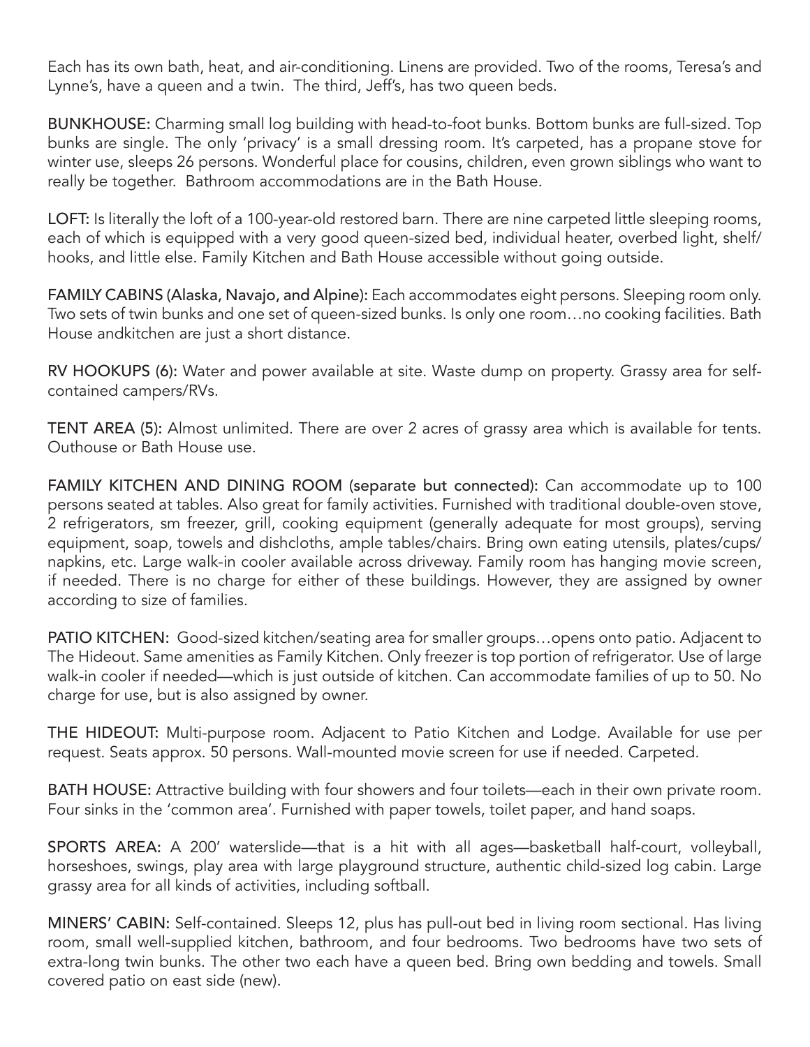Each has its own bath, heat, and air-conditioning. Linens are provided. Two of the rooms, Teresa's and Lynne's, have a queen and a twin. The third, Jeff's, has two queen beds.

**BUNKHOUSE:** Charming small log building with head-to-foot bunks. Bottom bunks are full-sized. Top bunks are single. The only 'privacy' is a small dressing room. It's carpeted, has a propane stove for winter use, sleeps 26 persons. Wonderful place for cousins, children, even grown siblings who want to really be together. Bathroom accommodations are in the Bath House.

**LOFT:** Is literally the loft of a 100-year-old restored barn. There are nine carpeted little sleeping rooms, each of which is equipped with a very good queen-sized bed, individual heater, overbed light, shelf/hooks, and little else. Family Kitchen and Bath House accessible without going outside.

**FAMILY CABINS (Alaska, Navajo, and Alpine):** Each accommodates eight persons. Sleeping room only. Two sets of twin bunks and one set of queen-sized bunks. Is only one room…no cooking facilities. Bath House andkitchen are just a short distance.

**RV HOOKUPS (6):** Water and power available at site. Waste dump on property. Grassy area for self-contained campers/RVs.

**TENT AREA (5):** Almost unlimited. There are over 2 acres of grassy area which is available for tents. Outhouse or Bath House use.

**FAMILY KITCHEN AND DINING ROOM (separate but connected):** Can accommodate up to 100 persons seated at tables. Also great for family activities. Furnished with traditional double-oven stove, 2 refrigerators, sm freezer, grill, cooking equipment (generally adequate for most groups), serving equipment, soap, towels and dishcloths, ample tables/chairs. Bring own eating utensils, plates/cups/napkins, etc. Large walk-in cooler available across driveway. Family room has hanging movie screen, if needed. There is no charge for either of these buildings. However, they are assigned by owner according to size of families.

**PATIO KITCHEN:** Good-sized kitchen/seating area for smaller groups…opens onto patio. Adjacent to The Hideout. Same amenities as Family Kitchen. Only freezer is top portion of refrigerator. Use of large walk-in cooler if needed—which is just outside of kitchen. Can accommodate families of up to 50. No charge for use, but is also assigned by owner.

**THE HIDEOUT:** Multi-purpose room. Adjacent to Patio Kitchen and Lodge. Available for use per request. Seats approx. 50 persons. Wall-mounted movie screen for use if needed. Carpeted.

**BATH HOUSE:** Attractive building with four showers and four toilets—each in their own private room. Four sinks in the 'common area'. Furnished with paper towels, toilet paper, and hand soaps.

**SPORTS AREA:** A 200' waterslide—that is a hit with all ages—basketball half-court, volleyball, horseshoes, swings, play area with large playground structure, authentic child-sized log cabin. Large grassy area for all kinds of activities, including softball.

**MINERS' CABIN:** Self-contained. Sleeps 12, plus has pull-out bed in living room sectional. Has living room, small well-supplied kitchen, bathroom, and four bedrooms. Two bedrooms have two sets of extra-long twin bunks. The other two each have a queen bed. Bring own bedding and towels. Small covered patio on east side (new).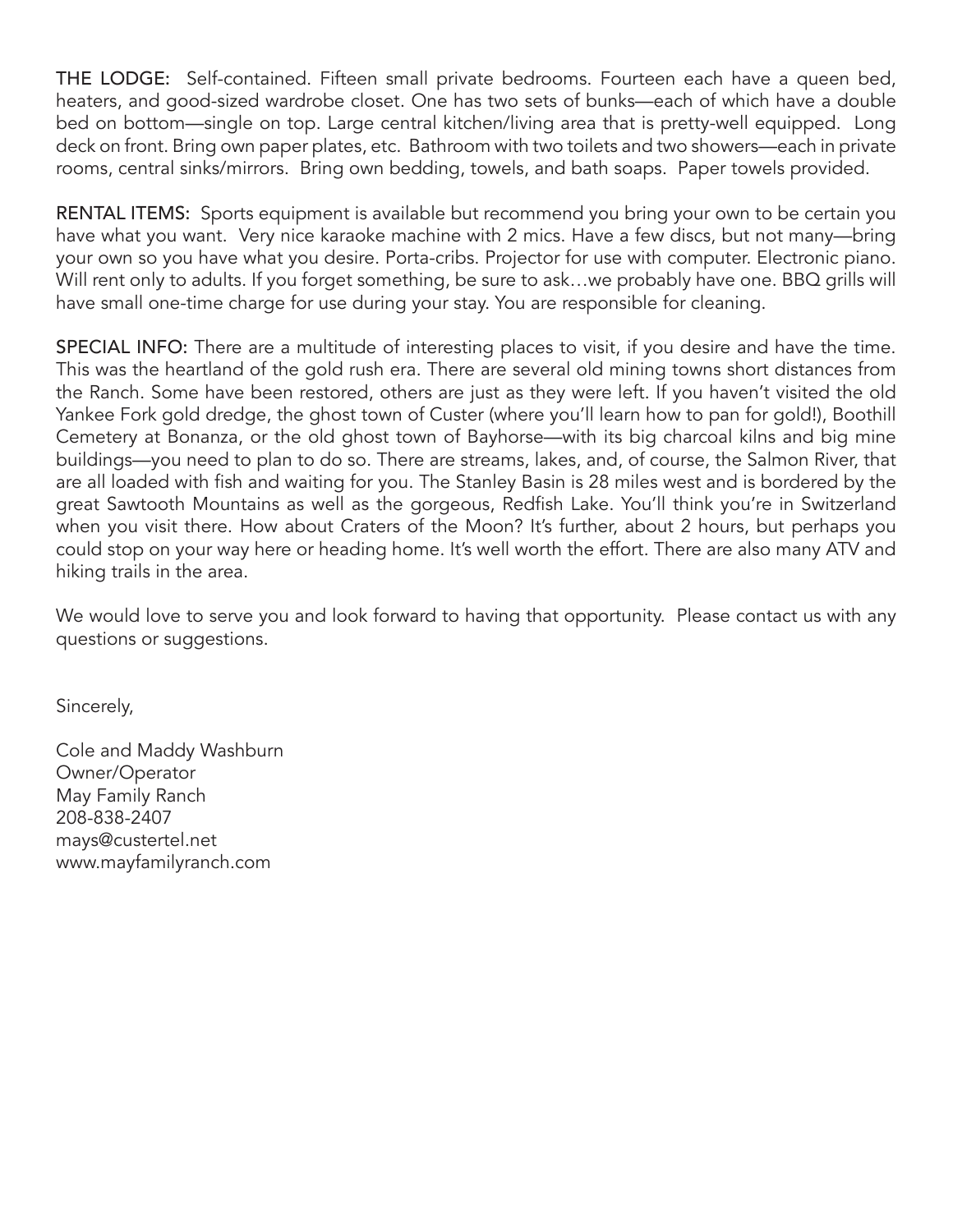**THE LODGE:** Self-contained. Fifteen small private bedrooms. Fourteen each have a queen bed, heaters, and good-sized wardrobe closet. One has two sets of bunks—each of which have a double bed on bottom—single on top. Large central kitchen/living area that is pretty-well equipped. Long deck on front. Bring own paper plates, etc. Bathroom with two toilets and two showers—each in private rooms, central sinks/mirrors. Bring own bedding, towels, and bath soaps. Paper towels provided.

**RENTAL ITEMS:** Sports equipment is available but recommend you bring your own to be certain you have what you want. Very nice karaoke machine with 2 mics. Have a few discs, but not many—bring your own so you have what you desire. Porta-cribs. Projector for use with computer. Electronic piano. Will rent only to adults. If you forget something, be sure to ask…we probably have one. BBQ grills will have small one-time charge for use during your stay. You are responsible for cleaning.

**SPECIAL INFO:** There are a multitude of interesting places to visit, if you desire and have the time. This was the heartland of the gold rush era. There are several old mining towns short distances from the Ranch. Some have been restored, others are just as they were left. If you haven't visited the old Yankee Fork gold dredge, the ghost town of Custer (where you'll learn how to pan for gold!), Boothill Cemetery at Bonanza, or the old ghost town of Bayhorse—with its big charcoal kilns and big mine buildings—you need to plan to do so. There are streams, lakes, and, of course, the Salmon River, that are all loaded with fish and waiting for you. The Stanley Basin is 28 miles west and is bordered by the great Sawtooth Mountains as well as the gorgeous, Redfish Lake. You'll think you're in Switzerland when you visit there. How about Craters of the Moon? It's further, about 2 hours, but perhaps you could stop on your way here or heading home. It's well worth the effort. There are also many ATV and hiking trails in the area.

We would love to serve you and look forward to having that opportunity. Please contact us with any questions or suggestions.

Sincerely,

Cole and Maddy Washburn
Owner/Operator
May Family Ranch
208-838-2407
mays@custertel.net
www.mayfamilyranch.com